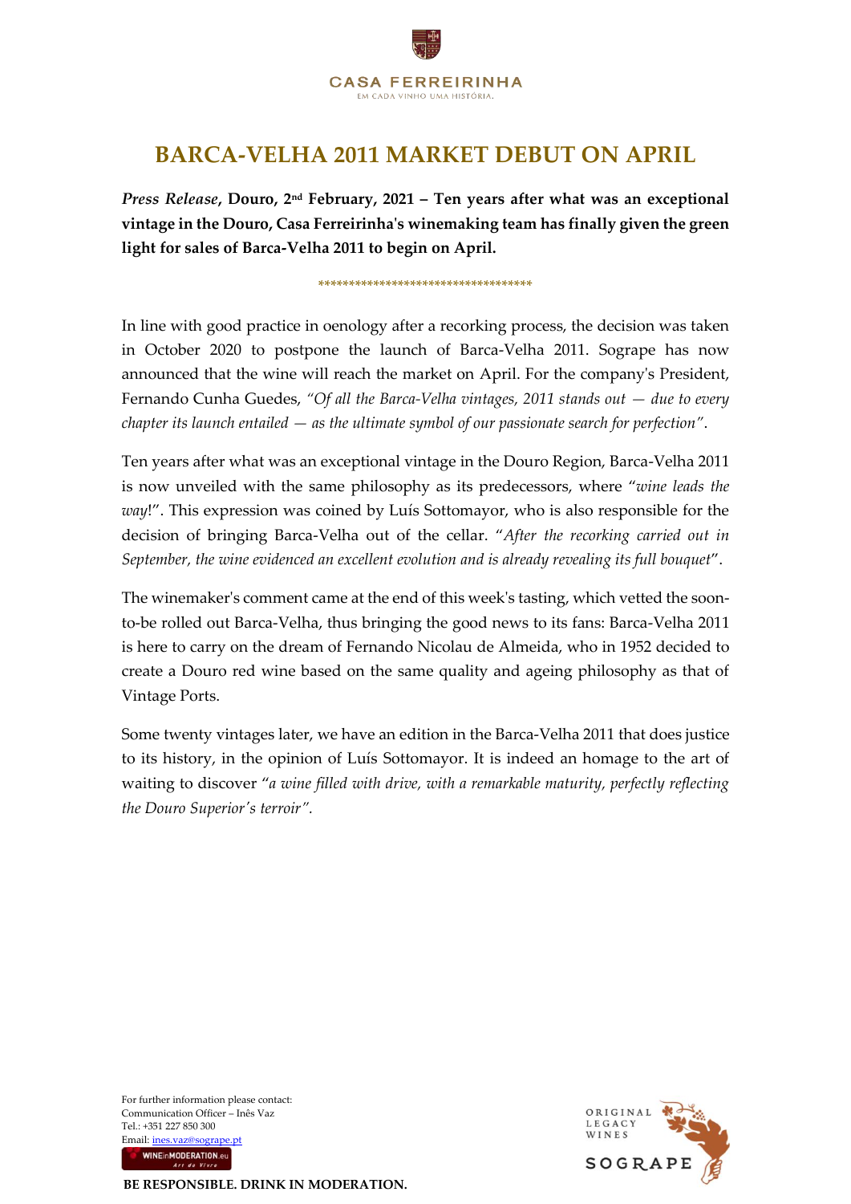CASA FERREIRINHA
EM CADA VINHO UMA HISTÓRIA.

# BARCA-VELHA 2011 MARKET DEBUT ON APRIL

***Press Release*, Douro, 2nd February, 2021 – Ten years after what was an exceptional vintage in the Douro, Casa Ferreirinha's winemaking team has finally given the green light for sales of Barca-Velha 2011 to begin on April.**

**********************************

In line with good practice in oenology after a recorking process, the decision was taken in October 2020 to postpone the launch of Barca-Velha 2011. Sogrape has now announced that the wine will reach the market on April. For the company's President, Fernando Cunha Guedes, *"Of all the Barca-Velha vintages, 2011 stands out — due to every chapter its launch entailed — as the ultimate symbol of our passionate search for perfection"*.

Ten years after what was an exceptional vintage in the Douro Region, Barca-Velha 2011 is now unveiled with the same philosophy as its predecessors, where "*wine leads the way*!". This expression was coined by Luís Sottomayor, who is also responsible for the decision of bringing Barca-Velha out of the cellar. "*After the recorking carried out in September, the wine evidenced an excellent evolution and is already revealing its full bouquet*".

The winemaker's comment came at the end of this week's tasting, which vetted the soon-to-be rolled out Barca-Velha, thus bringing the good news to its fans: Barca-Velha 2011 is here to carry on the dream of Fernando Nicolau de Almeida, who in 1952 decided to create a Douro red wine based on the same quality and ageing philosophy as that of Vintage Ports.

Some twenty vintages later, we have an edition in the Barca-Velha 2011 that does justice to its history, in the opinion of Luís Sottomayor. It is indeed an homage to the art of waiting to discover "*a wine filled with drive, with a remarkable maturity, perfectly reflecting the Douro Superior's terroir"*.

For further information please contact:
Communication Officer – Inês Vaz
Tel.: +351 227 850 300
Email: ines.vaz@sogrape.pt

WINEinMODERATION.eu

**BE RESPONSIBLE. DRINK IN MODERATION.**

ORIGINAL LEGACY WINES
SOGRAPE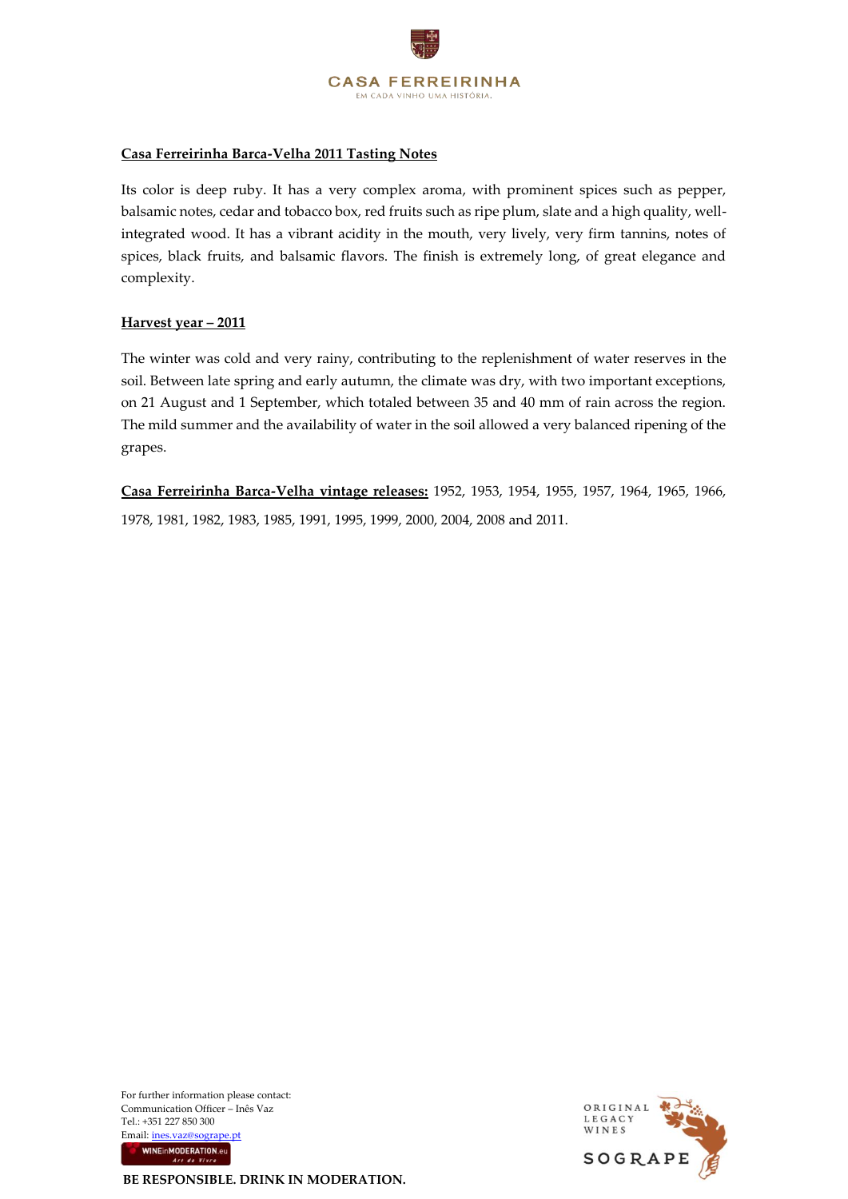**Casa Ferreirinha Barca-Velha 2011 Tasting Notes**

Its color is deep ruby. It has a very complex aroma, with prominent spices such as pepper, balsamic notes, cedar and tobacco box, red fruits such as ripe plum, slate and a high quality, well-integrated wood. It has a vibrant acidity in the mouth, very lively, very firm tannins, notes of spices, black fruits, and balsamic flavors. The finish is extremely long, of great elegance and complexity.

**Harvest year – 2011**

The winter was cold and very rainy, contributing to the replenishment of water reserves in the soil. Between late spring and early autumn, the climate was dry, with two important exceptions, on 21 August and 1 September, which totaled between 35 and 40 mm of rain across the region. The mild summer and the availability of water in the soil allowed a very balanced ripening of the grapes.

**Casa Ferreirinha Barca-Velha vintage releases:** 1952, 1953, 1954, 1955, 1957, 1964, 1965, 1966, 1978, 1981, 1982, 1983, 1985, 1991, 1995, 1999, 2000, 2004, 2008 and 2011.

For further information please contact:
Communication Officer – Inês Vaz
Tel.: +351 227 850 300
Email: ines.vaz@sogrape.pt

**BE RESPONSIBLE. DRINK IN MODERATION.**